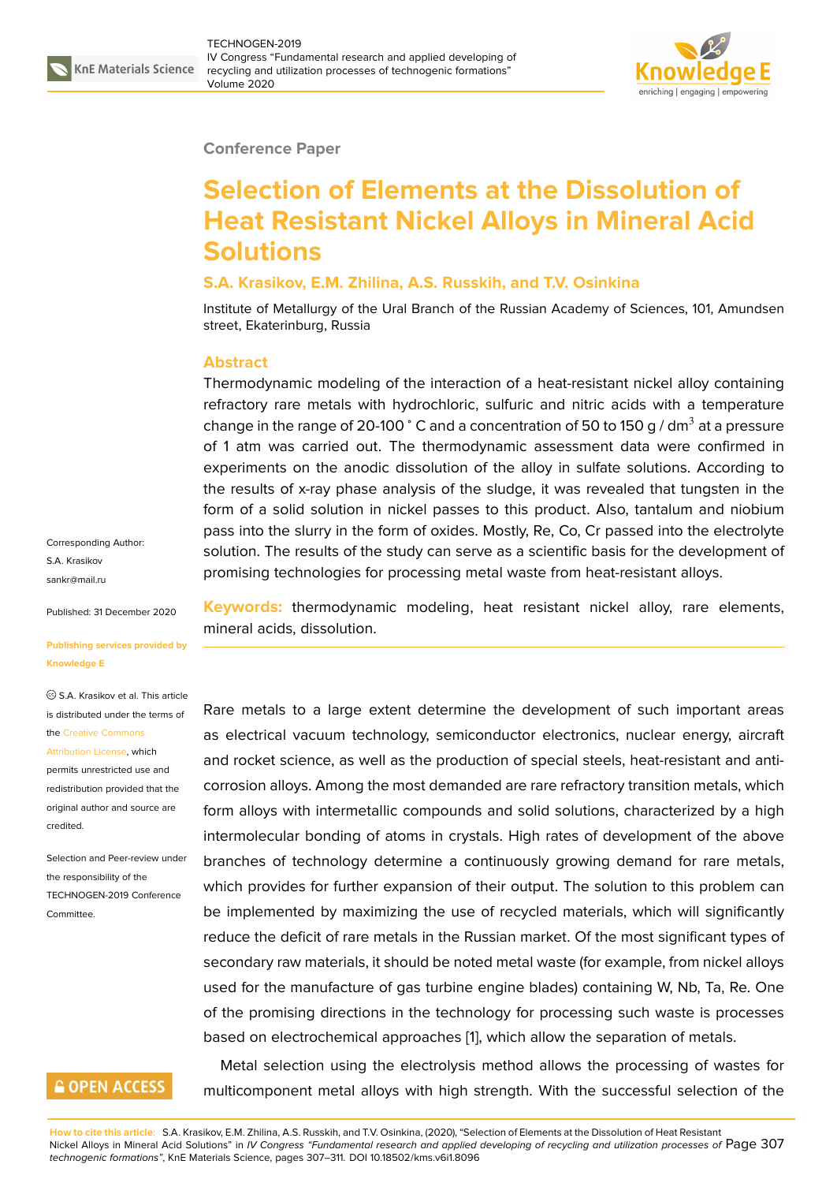Conference Paper

# Selection of Elements at the Dissolution of Heat Resistant Nickel Alloys in Mineral Acid Solutions

**S.A. Krasikov, E.M. Zhilina, A.S. Russkih, and T.V. Osinkina**

Institute of Metallurgy of the Ural Branch of the Russian Academy of Sciences, 101, Amundsen street, Ekaterinburg, Russia

## Abstract

Thermodynamic modeling of the interaction of a heat-resistant nickel alloy containing refractory rare metals with hydrochloric, sulfuric and nitric acids with a temperature change in the range of 20-100 ˚ C and a concentration of 50 to 150 g / $dm^3$ at a pressure of 1 atm was carried out. The thermodynamic assessment data were confirmed in experiments on the anodic dissolution of the alloy in sulfate solutions. According to the results of x-ray phase analysis of the sludge, it was revealed that tungsten in the form of a solid solution in nickel passes to this product. Also, tantalum and niobium pass into the slurry in the form of oxides. Mostly, Re, Co, Cr passed into the electrolyte solution. The results of the study can serve as a scientific basis for the development of promising technologies for processing metal waste from heat-resistant alloys.

**Keywords:** thermodynamic modeling, heat resistant nickel alloy, rare elements, mineral acids, dissolution.

Corresponding Author: S.A. Krasikov sankr@mail.ru

Published: 31 December 2020

Publishing services provided by Knowledge E

© S.A. Krasikov et al. This article is distributed under the terms of the Creative Commons Attribution License, which permits unrestricted use and redistribution provided that the original author and source are credited.

Selection and Peer-review under the responsibility of the TECHNOGEN-2019 Conference Committee.

Rare metals to a large extent determine the development of such important areas as electrical vacuum technology, semiconductor electronics, nuclear energy, aircraft and rocket science, as well as the production of special steels, heat-resistant and anti-corrosion alloys. Among the most demanded are rare refractory transition metals, which form alloys with intermetallic compounds and solid solutions, characterized by a high intermolecular bonding of atoms in crystals. High rates of development of the above branches of technology determine a continuously growing demand for rare metals, which provides for further expansion of their output. The solution to this problem can be implemented by maximizing the use of recycled materials, which will significantly reduce the deficit of rare metals in the Russian market. Of the most significant types of secondary raw materials, it should be noted metal waste (for example, from nickel alloys used for the manufacture of gas turbine engine blades) containing W, Nb, Ta, Re. One of the promising directions in the technology for processing such waste is processes based on electrochemical approaches [1], which allow the separation of metals.

Metal selection using the electrolysis method allows the processing of wastes for multicomponent metal alloys with high strength. With the successful selection of the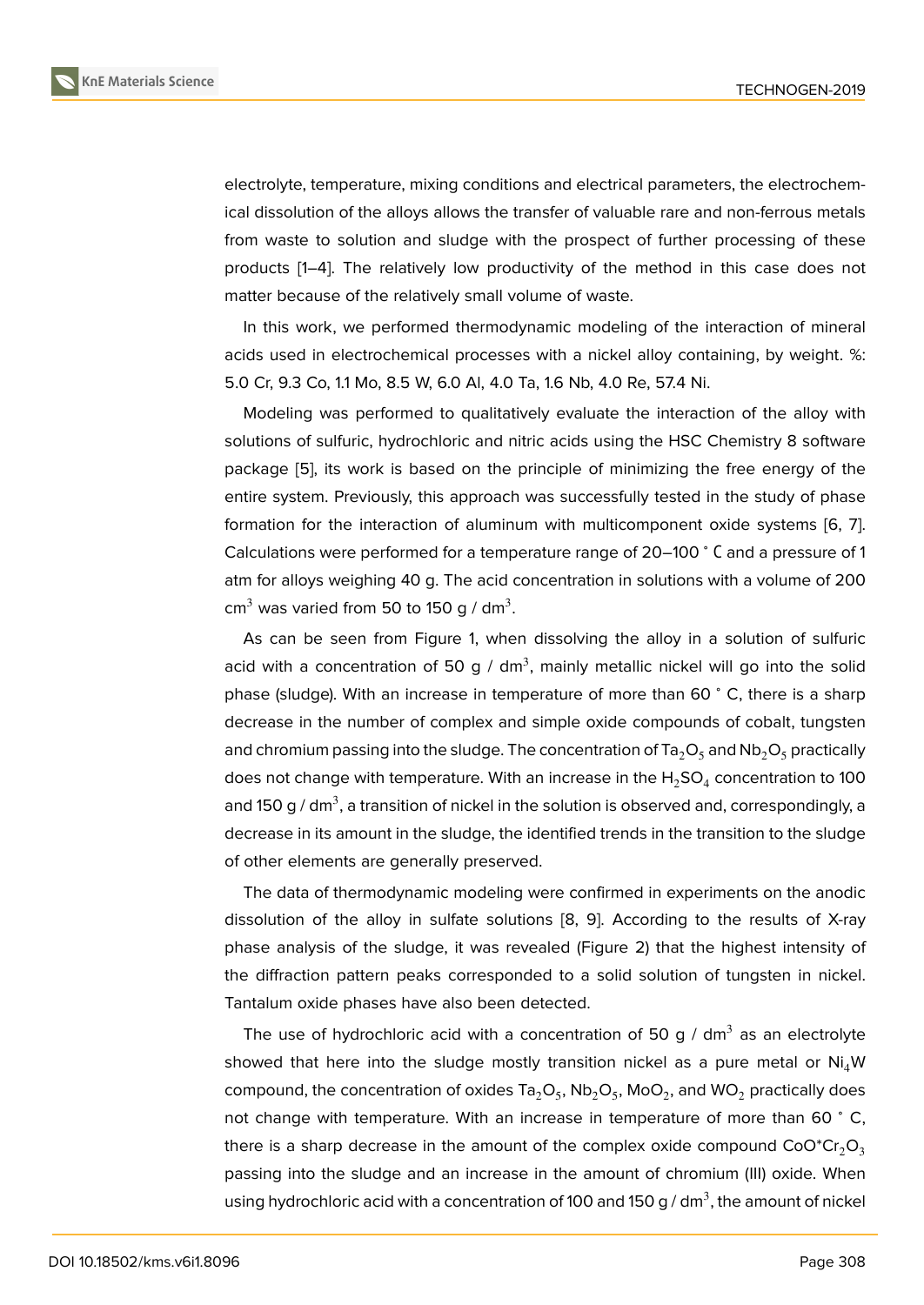electrolyte, temperature, mixing conditions and electrical parameters, the electrochemical dissolution of the alloys allows the transfer of valuable rare and non-ferrous metals from waste to solution and sludge with the prospect of further processing of these products [1–4]. The relatively low productivity of the method in this case does not matter because of the relatively small volume of waste.

In this work, we performed thermodynamic modeling of the interaction of mineral acids used in electrochemical processes with a nickel alloy containing, by weight. %: 5.0 Cr, 9.3 Co, 1.1 Mo, 8.5 W, 6.0 Al, 4.0 Ta, 1.6 Nb, 4.0 Re, 57.4 Ni.

Modeling was performed to qualitatively evaluate the interaction of the alloy with solutions of sulfuric, hydrochloric and nitric acids using the HSC Chemistry 8 software package [5], its work is based on the principle of minimizing the free energy of the entire system. Previously, this approach was successfully tested in the study of phase formation for the interaction of aluminum with multicomponent oxide systems [6, 7]. Calculations were performed for a temperature range of 20–100 ˚ C and a pressure of 1 atm for alloys weighing 40 g. The acid concentration in solutions with a volume of 200 $cm^3$ was varied from 50 to 150 g / $dm^3$.

As can be seen from Figure 1, when dissolving the alloy in a solution of sulfuric acid with a concentration of 50 g / $dm^3$, mainly metallic nickel will go into the solid phase (sludge). With an increase in temperature of more than 60 ˚ C, there is a sharp decrease in the number of complex and simple oxide compounds of cobalt, tungsten and chromium passing into the sludge. The concentration of $Ta_2O_5$ and $Nb_2O_5$ practically does not change with temperature. With an increase in the $H_2SO_4$ concentration to 100 and 150 g / $dm^3$, a transition of nickel in the solution is observed and, correspondingly, a decrease in its amount in the sludge, the identified trends in the transition to the sludge of other elements are generally preserved.

The data of thermodynamic modeling were confirmed in experiments on the anodic dissolution of the alloy in sulfate solutions [8, 9]. According to the results of X-ray phase analysis of the sludge, it was revealed (Figure 2) that the highest intensity of the diffraction pattern peaks corresponded to a solid solution of tungsten in nickel. Tantalum oxide phases have also been detected.

The use of hydrochloric acid with a concentration of 50 g / $dm^3$ as an electrolyte showed that here into the sludge mostly transition nickel as a pure metal or $Ni_4W$ compound, the concentration of oxides $Ta_2O_5$, $Nb_2O_5$, $MoO_2$, and $WO_2$ practically does not change with temperature. With an increase in temperature of more than 60 ˚ C, there is a sharp decrease in the amount of the complex oxide compound $CoO*Cr_2O_3$ passing into the sludge and an increase in the amount of chromium (III) oxide. When using hydrochloric acid with a concentration of 100 and 150 g / $dm^3$, the amount of nickel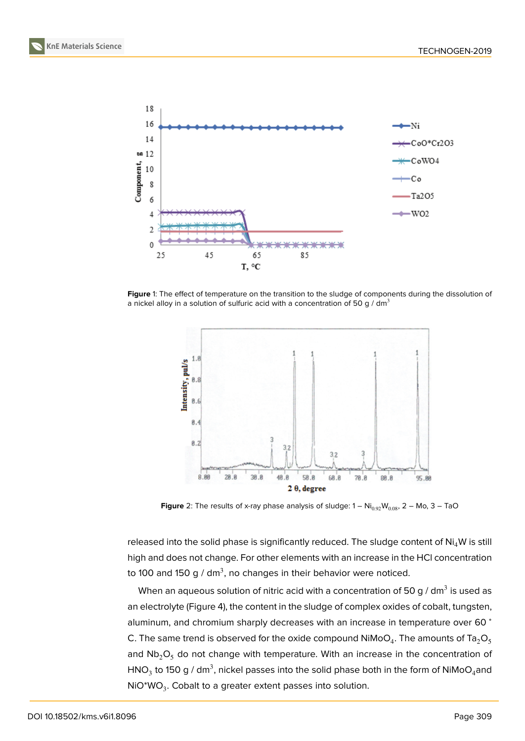**Figure** 1: The effect of temperature on the transition to the sludge of components during the dissolution of a nickel alloy in a solution of sulfuric acid with a concentration of 50 g / $dm^3$

**Figure** 2: The results of x-ray phase analysis of sludge: 1 – $Ni_{0.92}W_{0.08}$, 2 – Mo, 3 – TaO

released into the solid phase is significantly reduced. The sludge content of $Ni_4W$ is still high and does not change. For other elements with an increase in the HCl concentration to 100 and 150 g / $dm^3$, no changes in their behavior were noticed.

When an aqueous solution of nitric acid with a concentration of 50 g / $dm^3$ is used as an electrolyte (Figure 4), the content in the sludge of complex oxides of cobalt, tungsten, aluminum, and chromium sharply decreases with an increase in temperature over 60 $^{\circ}$ C. The same trend is observed for the oxide compound $NiMoO_4$. The amounts of $Ta_2O_5$ and $Nb_2O_5$ do not change with temperature. With an increase in the concentration of $HNO_3$ to 150 g / $dm^3$, nickel passes into the solid phase both in the form of $NiMoO_4$and NiO*$WO_3$. Cobalt to a greater extent passes into solution.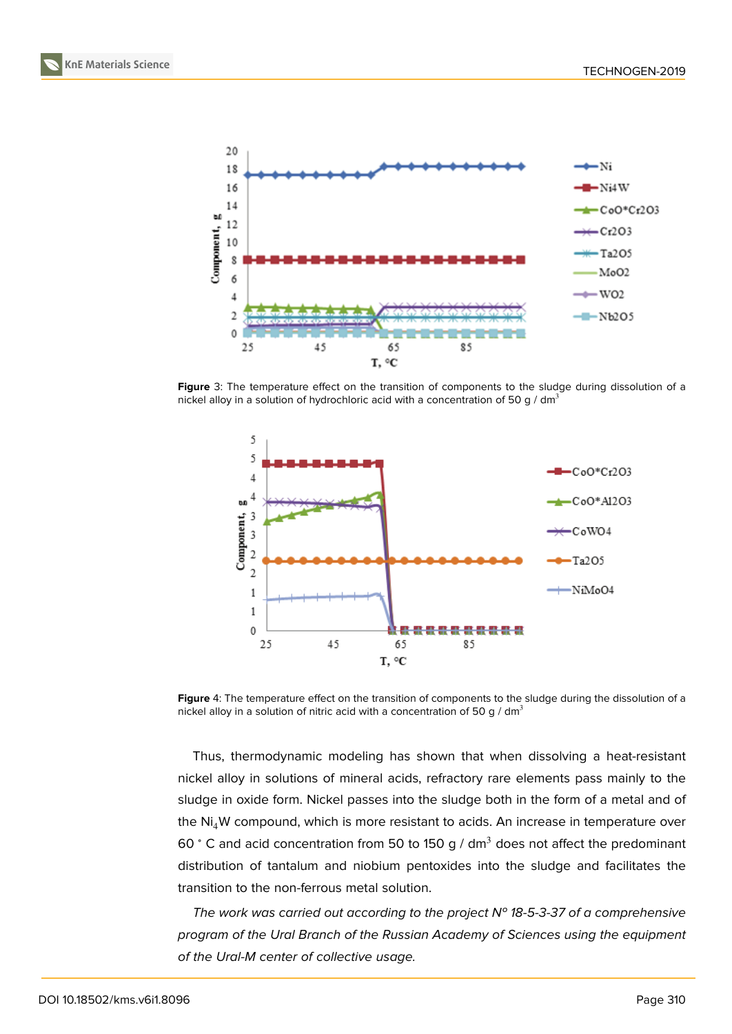**Figure** 3: The temperature effect on the transition of components to the sludge during dissolution of a nickel alloy in a solution of hydrochloric acid with a concentration of 50 g / dm$^3$

**Figure** 4: The temperature effect on the transition of components to the sludge during the dissolution of a nickel alloy in a solution of nitric acid with a concentration of 50 g / dm$^3$

Thus, thermodynamic modeling has shown that when dissolving a heat-resistant nickel alloy in solutions of mineral acids, refractory rare elements pass mainly to the sludge in oxide form. Nickel passes into the sludge both in the form of a metal and of the $Ni_4W$ compound, which is more resistant to acids. An increase in temperature over 60 $^\circ$ C and acid concentration from 50 to 150 g / dm$^3$ does not affect the predominant distribution of tantalum and niobium pentoxides into the sludge and facilitates the transition to the non-ferrous metal solution.

*The work was carried out according to the project N° 18-5-3-37 of a comprehensive program of the Ural Branch of the Russian Academy of Sciences using the equipment of the Ural-M center of collective usage.*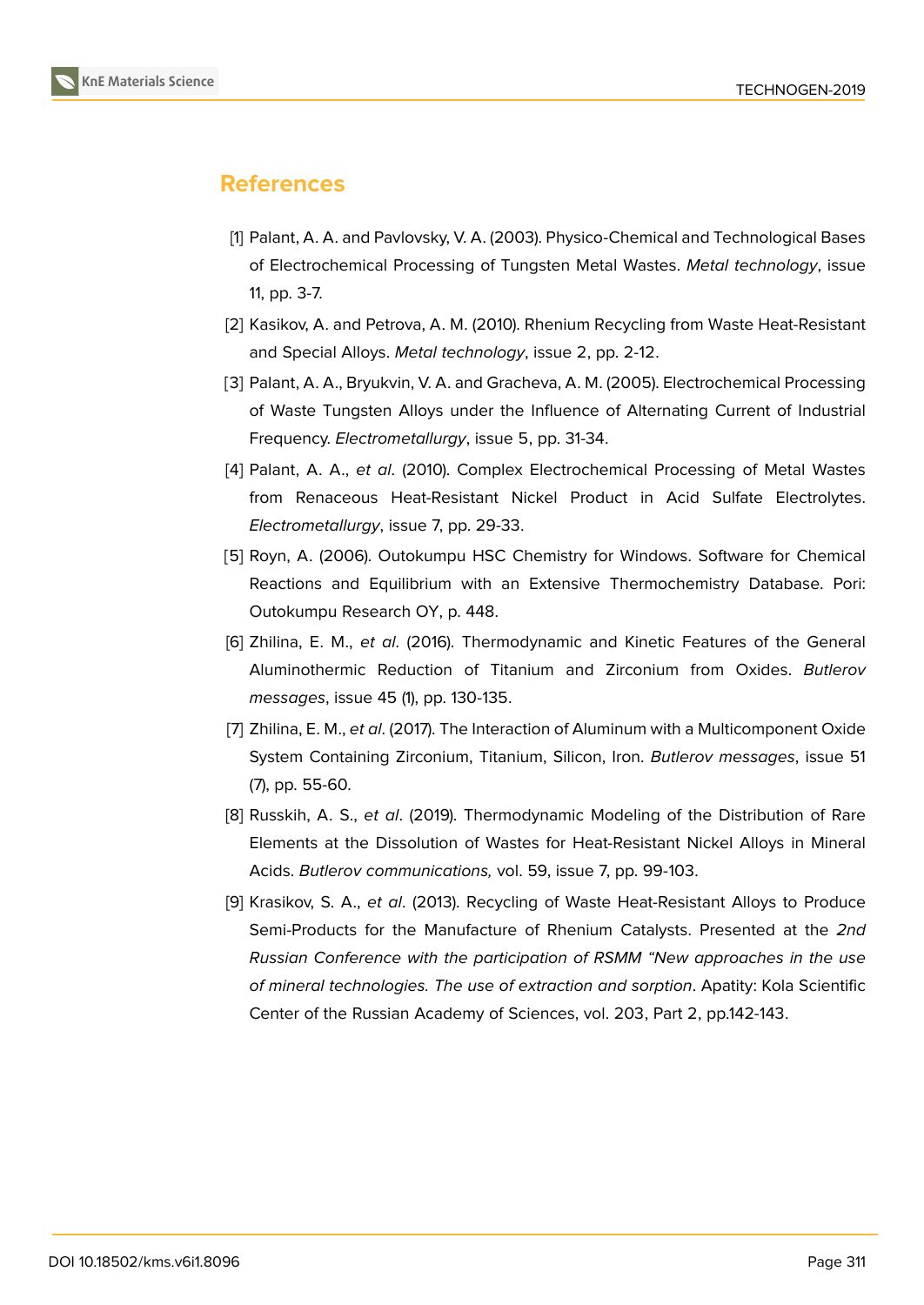## References

[1] Palant, A. A. and Pavlovsky, V. A. (2003). Physico-Chemical and Technological Bases of Electrochemical Processing of Tungsten Metal Wastes. *Metal technology*, issue 11, pp. 3-7.

[2] Kasikov, A. and Petrova, A. M. (2010). Rhenium Recycling from Waste Heat-Resistant and Special Alloys. *Metal technology*, issue 2, pp. 2-12.

[3] Palant, A. A., Bryukvin, V. A. and Gracheva, A. M. (2005). Electrochemical Processing of Waste Tungsten Alloys under the Influence of Alternating Current of Industrial Frequency. *Electrometallurgy*, issue 5, pp. 31-34.

[4] Palant, A. A., *et al*. (2010). Complex Electrochemical Processing of Metal Wastes from Renaceous Heat-Resistant Nickel Product in Acid Sulfate Electrolytes. *Electrometallurgy*, issue 7, pp. 29-33.

[5] Royn, A. (2006). Outokumpu HSC Chemistry for Windows. Software for Chemical Reactions and Equilibrium with an Extensive Thermochemistry Database. Pori: Outokumpu Research OY, p. 448.

[6] Zhilina, E. M., *et al*. (2016). Thermodynamic and Kinetic Features of the General Aluminothermic Reduction of Titanium and Zirconium from Oxides. *Butlerov messages*, issue 45 (1), pp. 130-135.

[7] Zhilina, E. M., *et al*. (2017). The Interaction of Aluminum with a Multicomponent Oxide System Containing Zirconium, Titanium, Silicon, Iron. *Butlerov messages*, issue 51 (7), pp. 55-60.

[8] Russkih, A. S., *et al*. (2019). Thermodynamic Modeling of the Distribution of Rare Elements at the Dissolution of Wastes for Heat-Resistant Nickel Alloys in Mineral Acids. *Butlerov communications,* vol. 59, issue 7, pp. 99-103.

[9] Krasikov, S. A., *et al*. (2013). Recycling of Waste Heat-Resistant Alloys to Produce Semi-Products for the Manufacture of Rhenium Catalysts. Presented at the *2nd Russian Conference with the participation of RSMM "New approaches in the use of mineral technologies. The use of extraction and sorption*. Apatity: Kola Scientific Center of the Russian Academy of Sciences, vol. 203, Part 2, pp.142-143.